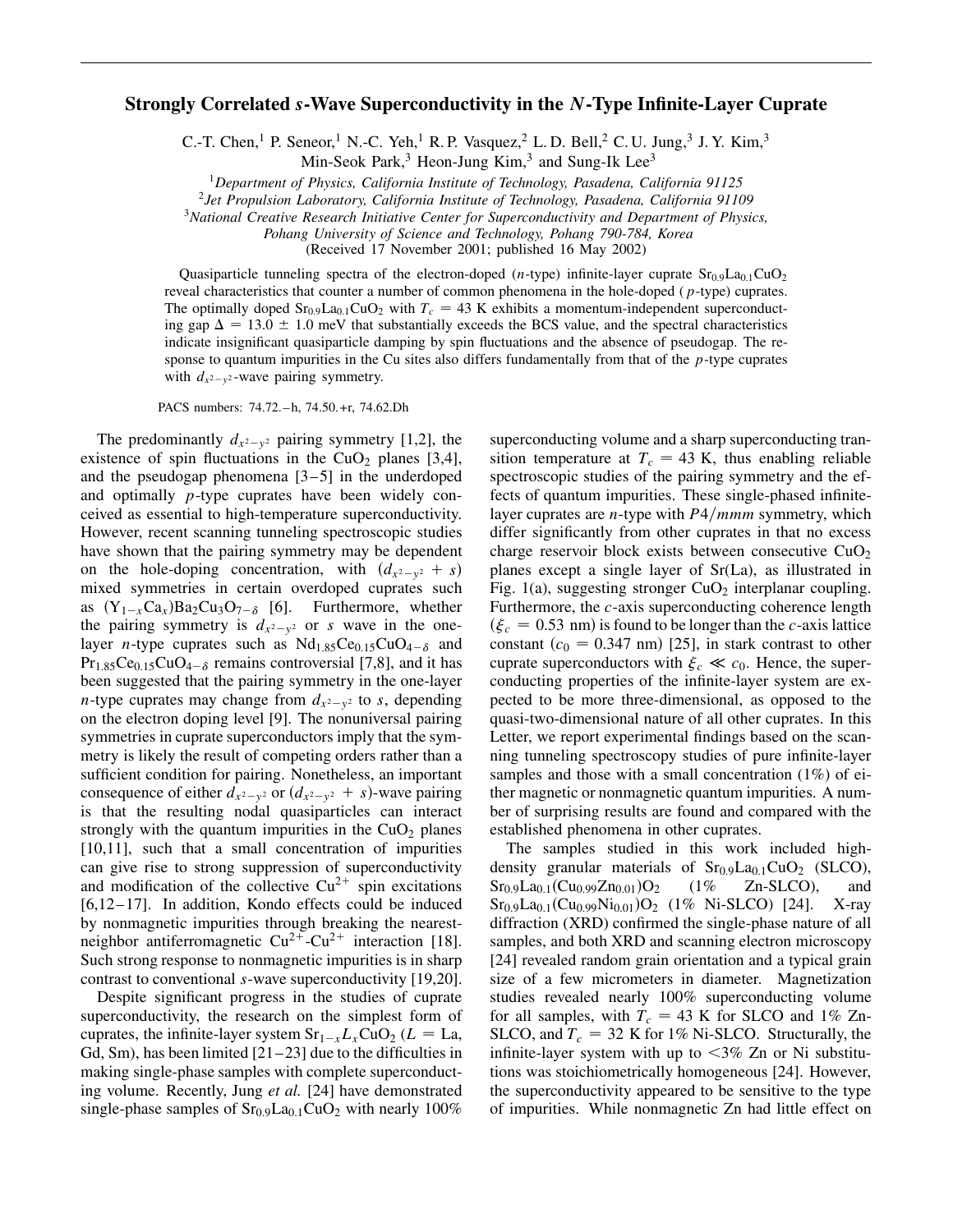# Strongly Correlated $s$-Wave Superconductivity in the $N$-Type Infinite-Layer Cuprate

C.-T. Chen,[1] P. Seneor,[1] N.-C. Yeh,[1] R. P. Vasquez,[2] L. D. Bell,[2] C. U. Jung,[3] J. Y. Kim,[3] Min-Seok Park,[3] Heon-Jung Kim,[3] and Sung-Ik Lee[3]

[1]*Department of Physics, California Institute of Technology, Pasadena, California 91125*

[2]*Jet Propulsion Laboratory, California Institute of Technology, Pasadena, California 91109*

[3]*National Creative Research Initiative Center for Superconductivity and Department of Physics, Pohang University of Science and Technology, Pohang 790-784, Korea*

(Received 17 November 2001; published 16 May 2002)

Quasiparticle tunneling spectra of the electron-doped ($n$-type) infinite-layer cuprate $Sr_{0.9}La_{0.1}CuO_2$ reveal characteristics that counter a number of common phenomena in the hole-doped ($p$-type) cuprates. The optimally doped $Sr_{0.9}La_{0.1}CuO_2$ with $T_c = 43$ K exhibits a momentum-independent superconducting gap $\Delta = 13.0 \pm 1.0$ meV that substantially exceeds the BCS value, and the spectral characteristics indicate insignificant quasiparticle damping by spin fluctuations and the absence of pseudogap. The response to quantum impurities in the Cu sites also differs fundamentally from that of the $p$-type cuprates with $d_{x^2-y^2}$-wave pairing symmetry.

PACS numbers: 74.72.–h, 74.50.+r, 74.62.Dh

The predominantly $d_{x^2-y^2}$ pairing symmetry [1,2], the existence of spin fluctuations in the $CuO_2$ planes [3,4], and the pseudogap phenomena [3–5] in the underdoped and optimally $p$-type cuprates have been widely conceived as essential to high-temperature superconductivity. However, recent scanning tunneling spectroscopic studies have shown that the pairing symmetry may be dependent on the hole-doping concentration, with $(d_{x^2-y^2} + s)$ mixed symmetries in certain overdoped cuprates such as $(Y_{1-x}Ca_x)Ba_2Cu_3O_{7-\delta}$ [6]. Furthermore, whether the pairing symmetry is $d_{x^2-y^2}$ or $s$ wave in the one-layer $n$-type cuprates such as $Nd_{1.85}Ce_{0.15}CuO_{4-\delta}$ and $Pr_{1.85}Ce_{0.15}CuO_{4-\delta}$ remains controversial [7,8], and it has been suggested that the pairing symmetry in the one-layer $n$-type cuprates may change from $d_{x^2-y^2}$ to $s$, depending on the electron doping level [9]. The nonuniversal pairing symmetries in cuprate superconductors imply that the symmetry is likely the result of competing orders rather than a sufficient condition for pairing. Nonetheless, an important consequence of either $d_{x^2-y^2}$ or $(d_{x^2-y^2} + s)$-wave pairing is that the resulting nodal quasiparticles can interact strongly with the quantum impurities in the $CuO_2$ planes [10,11], such that a small concentration of impurities can give rise to strong suppression of superconductivity and modification of the collective $Cu^{2+}$ spin excitations [6,12–17]. In addition, Kondo effects could be induced by nonmagnetic impurities through breaking the nearest-neighbor antiferromagnetic $Cu^{2+}$-$Cu^{2+}$ interaction [18]. Such strong response to nonmagnetic impurities is in sharp contrast to conventional $s$-wave superconductivity [19,20].

Despite significant progress in the studies of cuprate superconductivity, the research on the simplest form of cuprates, the infinite-layer system $Sr_{1-x}L_xCuO_2$ ($L$ = La, Gd, Sm), has been limited [21–23] due to the difficulties in making single-phase samples with complete superconducting volume. Recently, Jung *et al.* [24] have demonstrated single-phase samples of $Sr_{0.9}La_{0.1}CuO_2$ with nearly 100% superconducting volume and a sharp superconducting transition temperature at $T_c = 43$ K, thus enabling reliable spectroscopic studies of the pairing symmetry and the effects of quantum impurities. These single-phased infinite-layer cuprates are $n$-type with $P4/mmm$ symmetry, which differ significantly from other cuprates in that no excess charge reservoir block exists between consecutive $CuO_2$ planes except a single layer of Sr(La), as illustrated in Fig. 1(a), suggesting stronger $CuO_2$ interplanar coupling. Furthermore, the $c$-axis superconducting coherence length ($\xi_c = 0.53$ nm) is found to be longer than the $c$-axis lattice constant ($c_0 = 0.347$ nm) [25], in stark contrast to other cuprate superconductors with $\xi_c \ll c_0$. Hence, the superconducting properties of the infinite-layer system are expected to be more three-dimensional, as opposed to the quasi-two-dimensional nature of all other cuprates. In this Letter, we report experimental findings based on the scanning tunneling spectroscopy studies of pure infinite-layer samples and those with a small concentration (1%) of either magnetic or nonmagnetic quantum impurities. A number of surprising results are found and compared with the established phenomena in other cuprates.

The samples studied in this work included high-density granular materials of $Sr_{0.9}La_{0.1}CuO_2$ (SLCO), $Sr_{0.9}La_{0.1}(Cu_{0.99}Zn_{0.01})O_2$ (1% Zn-SLCO), and $Sr_{0.9}La_{0.1}(Cu_{0.99}Ni_{0.01})O_2$ (1% Ni-SLCO) [24]. X-ray diffraction (XRD) confirmed the single-phase nature of all samples, and both XRD and scanning electron microscopy [24] revealed random grain orientation and a typical grain size of a few micrometers in diameter. Magnetization studies revealed nearly 100% superconducting volume for all samples, with $T_c = 43$ K for SLCO and 1% Zn-SLCO, and $T_c = 32$ K for 1% Ni-SLCO. Structurally, the infinite-layer system with up to <3% Zn or Ni substitutions was stoichiometrically homogeneous [24]. However, the superconductivity appeared to be sensitive to the type of impurities. While nonmagnetic Zn had little effect on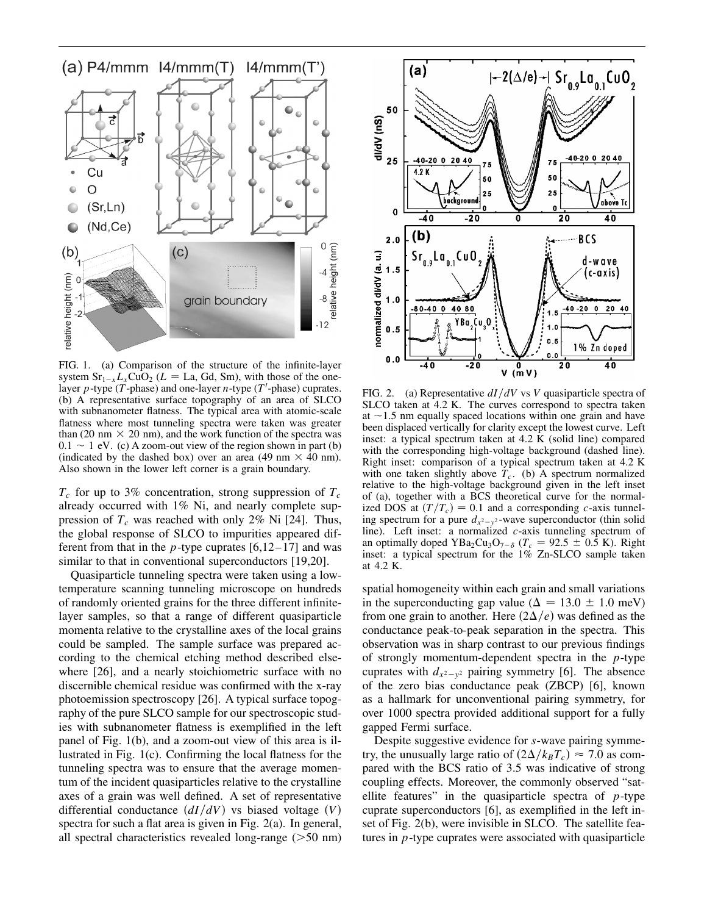FIG. 1. (a) Comparison of the structure of the infinite-layer system $Sr_{1-x}L_xCuO_2$ ($L$ = La, Gd, Sm), with those of the one-layer $p$-type ($T$-phase) and one-layer $n$-type ($T'$-phase) cuprates. (b) A representative surface topography of an area of SLCO with subnanometer flatness. The typical area with atomic-scale flatness where most tunneling spectra were taken was greater than (20 nm × 20 nm), and the work function of the spectra was $0.1 \sim 1$ eV. (c) A zoom-out view of the region shown in part (b) (indicated by the dashed box) over an area (49 nm × 40 nm). Also shown in the lower left corner is a grain boundary.

$T_c$ for up to 3% concentration, strong suppression of $T_c$ already occurred with 1% Ni, and nearly complete suppression of $T_c$ was reached with only 2% Ni [24]. Thus, the global response of SLCO to impurities appeared different from that in the $p$-type cuprates [6,12–17] and was similar to that in conventional superconductors [19,20].

Quasiparticle tunneling spectra were taken using a low-temperature scanning tunneling microscope on hundreds of randomly oriented grains for the three different infinite-layer samples, so that a range of different quasiparticle momenta relative to the crystalline axes of the local grains could be sampled. The sample surface was prepared according to the chemical etching method described elsewhere [26], and a nearly stoichiometric surface with no discernible chemical residue was confirmed with the x-ray photoemission spectroscopy [26]. A typical surface topography of the pure SLCO sample for our spectroscopic studies with subnanometer flatness is exemplified in the left panel of Fig. 1(b), and a zoom-out view of this area is illustrated in Fig. 1(c). Confirming the local flatness for the tunneling spectra was to ensure that the average momentum of the incident quasiparticles relative to the crystalline axes of a grain was well defined. A set of representative differential conductance ($dI/dV$) vs biased voltage ($V$) spectra for such a flat area is given in Fig. 2(a). In general, all spectral characteristics revealed long-range (>50 nm) spatial homogeneity within each grain and small variations in the superconducting gap value ($\Delta = 13.0 \pm 1.0$ meV) from one grain to another. Here $(2\Delta/e)$ was defined as the conductance peak-to-peak separation in the spectra. This observation was in sharp contrast to our previous findings of strongly momentum-dependent spectra in the $p$-type cuprates with $d_{x^2-y^2}$ pairing symmetry [6]. The absence of the zero bias conductance peak (ZBCP) [6], known as a hallmark for unconventional pairing symmetry, for over 1000 spectra provided additional support for a fully gapped Fermi surface.

FIG. 2. (a) Representative $dI/dV$ vs $V$ quasiparticle spectra of SLCO taken at 4.2 K. The curves correspond to spectra taken at ~1.5 nm equally spaced locations within one grain and have been displaced vertically for clarity except the lowest curve. Left inset: a typical spectrum taken at 4.2 K (solid line) compared with the corresponding high-voltage background (dashed line). Right inset: comparison of a typical spectrum taken at 4.2 K with one taken slightly above $T_c$. (b) A spectrum normalized relative to the high-voltage background given in the left inset of (a), together with a BCS theoretical curve for the normalized DOS at $(T/T_c) = 0.1$ and a corresponding $c$-axis tunneling spectrum for a pure $d_{x^2-y^2}$-wave superconductor (thin solid line). Left inset: a normalized $c$-axis tunneling spectrum of an optimally doped $YBa_2Cu_3O_{7-\delta}$ ($T_c = 92.5 \pm 0.5$ K). Right inset: a typical spectrum for the 1% Zn-SLCO sample taken at 4.2 K.

Despite suggestive evidence for $s$-wave pairing symmetry, the unusually large ratio of $(2\Delta/k_BT_c) \approx 7.0$ as compared with the BCS ratio of 3.5 was indicative of strong coupling effects. Moreover, the commonly observed "satellite features" in the quasiparticle spectra of $p$-type cuprate superconductors [6], as exemplified in the left inset of Fig. 2(b), were invisible in SLCO. The satellite features in $p$-type cuprates were associated with quasiparticle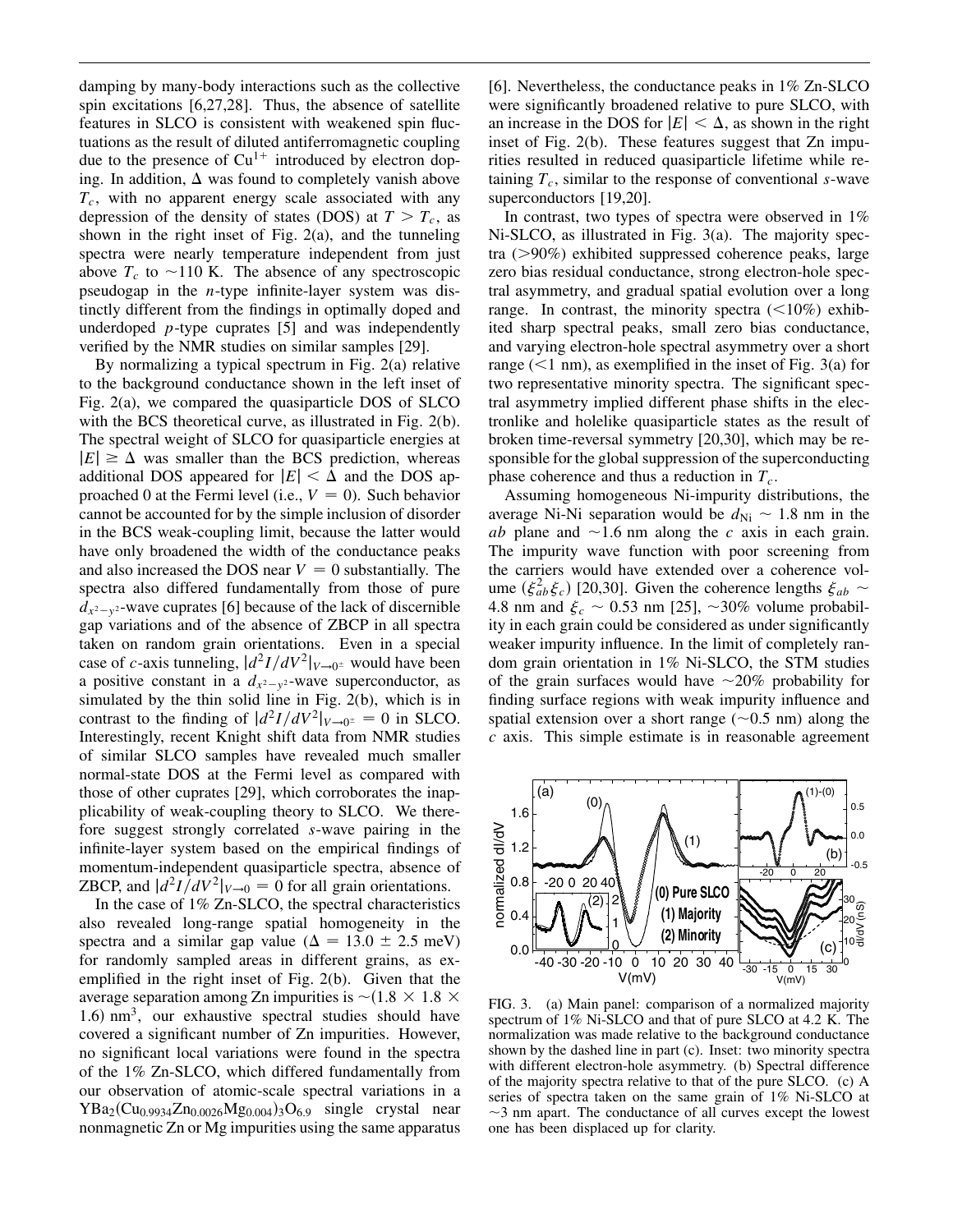damping by many-body interactions such as the collective spin excitations [6,27,28]. Thus, the absence of satellite features in SLCO is consistent with weakened spin fluctuations as the result of diluted antiferromagnetic coupling due to the presence of $Cu^{1+}$ introduced by electron doping. In addition, $\Delta$ was found to completely vanish above $T_c$, with no apparent energy scale associated with any depression of the density of states (DOS) at $T > T_c$, as shown in the right inset of Fig. 2(a), and the tunneling spectra were nearly temperature independent from just above $T_c$ to $\sim$110 K. The absence of any spectroscopic pseudogap in the *n*-type infinite-layer system was distinctly different from the findings in optimally doped and underdoped *p*-type cuprates [5] and was independently verified by the NMR studies on similar samples [29].

By normalizing a typical spectrum in Fig. 2(a) relative to the background conductance shown in the left inset of Fig. 2(a), we compared the quasiparticle DOS of SLCO with the BCS theoretical curve, as illustrated in Fig. 2(b). The spectral weight of SLCO for quasiparticle energies at $|E| \geq \Delta$ was smaller than the BCS prediction, whereas additional DOS appeared for $|E| < \Delta$ and the DOS approached 0 at the Fermi level (i.e., $V = 0$). Such behavior cannot be accounted for by the simple inclusion of disorder in the BCS weak-coupling limit, because the latter would have only broadened the width of the conductance peaks and also increased the DOS near $V = 0$ substantially. The spectra also differed fundamentally from those of pure $d_{x^2-y^2}$-wave cuprates [6] because of the lack of discernible gap variations and of the absence of ZBCP in all spectra taken on random grain orientations. Even in a special case of *c*-axis tunneling, $|d^2I/dV^2|_{V\to 0^\pm}$ would have been a positive constant in a $d_{x^2-y^2}$-wave superconductor, as simulated by the thin solid line in Fig. 2(b), which is in contrast to the finding of $|d^2I/dV^2|_{V\to 0^\pm} = 0$ in SLCO. Interestingly, recent Knight shift data from NMR studies of similar SLCO samples have revealed much smaller normal-state DOS at the Fermi level as compared with those of other cuprates [29], which corroborates the inapplicability of weak-coupling theory to SLCO. We therefore suggest strongly correlated *s*-wave pairing in the infinite-layer system based on the empirical findings of momentum-independent quasiparticle spectra, absence of ZBCP, and $|d^2I/dV^2|_{V\to 0} = 0$ for all grain orientations.

In the case of 1% Zn-SLCO, the spectral characteristics also revealed long-range spatial homogeneity in the spectra and a similar gap value ($\Delta = 13.0 \pm 2.5$ meV) for randomly sampled areas in different grains, as exemplified in the right inset of Fig. 2(b). Given that the average separation among Zn impurities is $\sim(1.8 \times 1.8 \times 1.6)$ nm$^3$, our exhaustive spectral studies should have covered a significant number of Zn impurities. However, no significant local variations were found in the spectra of the 1% Zn-SLCO, which differed fundamentally from our observation of atomic-scale spectral variations in a $YBa_2(Cu_{0.9934}Zn_{0.0026}Mg_{0.004})_3O_{6.9}$ single crystal near nonmagnetic Zn or Mg impurities using the same apparatus [6]. Nevertheless, the conductance peaks in 1% Zn-SLCO were significantly broadened relative to pure SLCO, with an increase in the DOS for $|E| < \Delta$, as shown in the right inset of Fig. 2(b). These features suggest that Zn impurities resulted in reduced quasiparticle lifetime while retaining $T_c$, similar to the response of conventional *s*-wave superconductors [19,20].

In contrast, two types of spectra were observed in 1% Ni-SLCO, as illustrated in Fig. 3(a). The majority spectra (>90%) exhibited suppressed coherence peaks, large zero bias residual conductance, strong electron-hole spectral asymmetry, and gradual spatial evolution over a long range. In contrast, the minority spectra (<10%) exhibited sharp spectral peaks, small zero bias conductance, and varying electron-hole spectral asymmetry over a short range (<1 nm), as exemplified in the inset of Fig. 3(a) for two representative minority spectra. The significant spectral asymmetry implied different phase shifts in the electronlike and holelike quasiparticle states as the result of broken time-reversal symmetry [20,30], which may be responsible for the global suppression of the superconducting phase coherence and thus a reduction in $T_c$.

Assuming homogeneous Ni-impurity distributions, the average Ni-Ni separation would be $d_{\rm Ni} \sim 1.8$ nm in the *ab* plane and $\sim$1.6 nm along the *c* axis in each grain. The impurity wave function with poor screening from the carriers would have extended over a coherence volume ($\xi_{ab}^2 \xi_c$) [20,30]. Given the coherence lengths $\xi_{ab} \sim 4.8$ nm and $\xi_c \sim 0.53$ nm [25], $\sim$30% volume probability in each grain could be considered as under significantly weaker impurity influence. In the limit of completely random grain orientation in 1% Ni-SLCO, the STM studies of the grain surfaces would have $\sim$20% probability for finding surface regions with weak impurity influence and spatial extension over a short range ($\sim$0.5 nm) along the *c* axis. This simple estimate is in reasonable agreement

FIG. 3. (a) Main panel: comparison of a normalized majority spectrum of 1% Ni-SLCO and that of pure SLCO at 4.2 K. The normalization was made relative to the background conductance shown by the dashed line in part (c). Inset: two minority spectra with different electron-hole asymmetry. (b) Spectral difference of the majority spectra relative to that of the pure SLCO. (c) A series of spectra taken on the same grain of 1% Ni-SLCO at $\sim$3 nm apart. The conductance of all curves except the lowest one has been displaced up for clarity.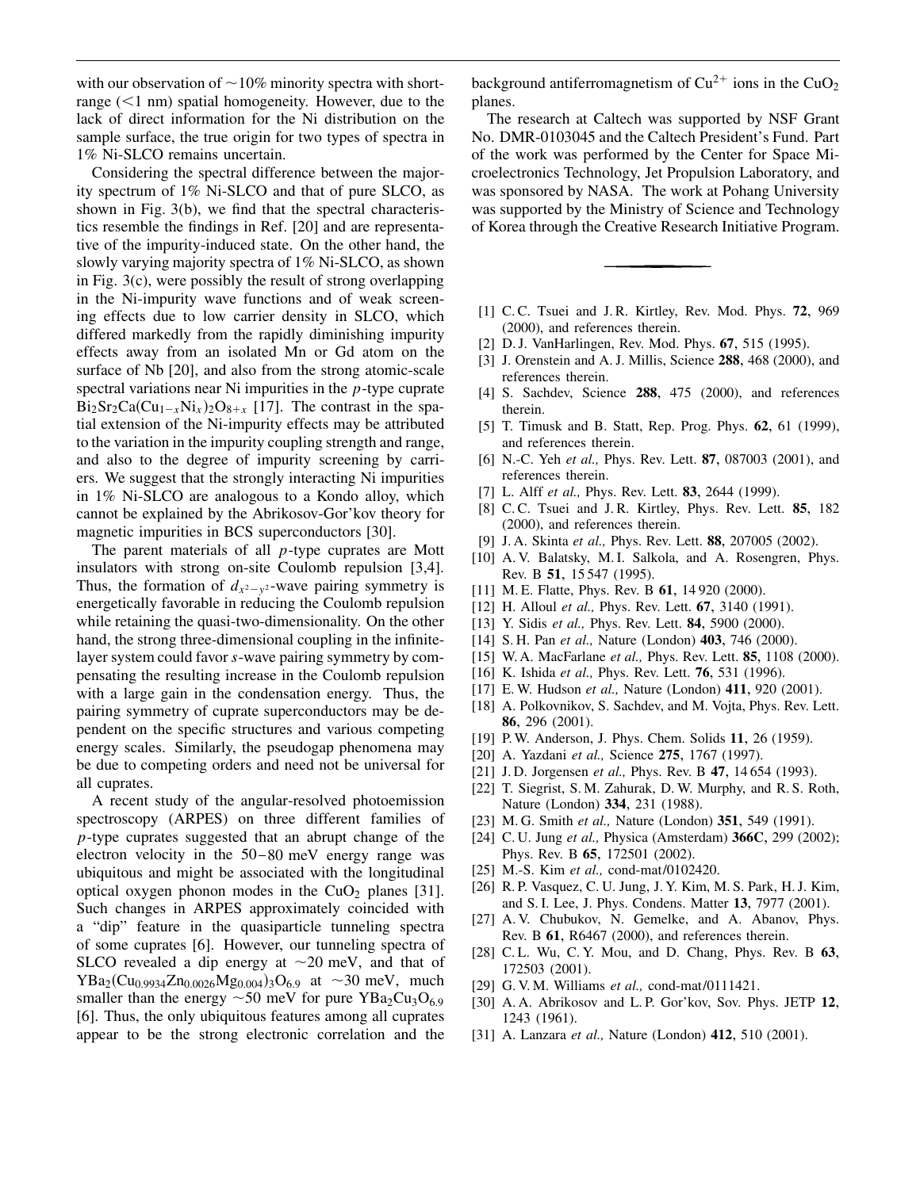with our observation of $\sim$10% minority spectra with short-range ($<$1 nm) spatial homogeneity. However, due to the lack of direct information for the Ni distribution on the sample surface, the true origin for two types of spectra in 1% Ni-SLCO remains uncertain.

Considering the spectral difference between the majority spectrum of 1% Ni-SLCO and that of pure SLCO, as shown in Fig. 3(b), we find that the spectral characteristics resemble the findings in Ref. [20] and are representative of the impurity-induced state. On the other hand, the slowly varying majority spectra of 1% Ni-SLCO, as shown in Fig. 3(c), were possibly the result of strong overlapping in the Ni-impurity wave functions and of weak screening effects due to low carrier density in SLCO, which differed markedly from the rapidly diminishing impurity effects away from an isolated Mn or Gd atom on the surface of Nb [20], and also from the strong atomic-scale spectral variations near Ni impurities in the $p$-type cuprate $Bi_2Sr_2Ca(Cu_{1-x}Ni_x)_2O_{8+x}$ [17]. The contrast in the spatial extension of the Ni-impurity effects may be attributed to the variation in the impurity coupling strength and range, and also to the degree of impurity screening by carriers. We suggest that the strongly interacting Ni impurities in 1% Ni-SLCO are analogous to a Kondo alloy, which cannot be explained by the Abrikosov-Gor'kov theory for magnetic impurities in BCS superconductors [30].

The parent materials of all $p$-type cuprates are Mott insulators with strong on-site Coulomb repulsion [3,4]. Thus, the formation of $d_{x^2-y^2}$-wave pairing symmetry is energetically favorable in reducing the Coulomb repulsion while retaining the quasi-two-dimensionality. On the other hand, the strong three-dimensional coupling in the infinite-layer system could favor $s$-wave pairing symmetry by compensating the resulting increase in the Coulomb repulsion with a large gain in the condensation energy. Thus, the pairing symmetry of cuprate superconductors may be dependent on the specific structures and various competing energy scales. Similarly, the pseudogap phenomena may be due to competing orders and need not be universal for all cuprates.

A recent study of the angular-resolved photoemission spectroscopy (ARPES) on three different families of $p$-type cuprates suggested that an abrupt change of the electron velocity in the 50–80 meV energy range was ubiquitous and might be associated with the longitudinal optical oxygen phonon modes in the $CuO_2$ planes [31]. Such changes in ARPES approximately coincided with a "dip" feature in the quasiparticle tunneling spectra of some cuprates [6]. However, our tunneling spectra of SLCO revealed a dip energy at $\sim$20 meV, and that of $YBa_2(Cu_{0.9934}Zn_{0.0026}Mg_{0.004})_3O_{6.9}$ at $\sim$30 meV, much smaller than the energy $\sim$50 meV for pure $YBa_2Cu_3O_{6.9}$ [6]. Thus, the only ubiquitous features among all cuprates appear to be the strong electronic correlation and the background antiferromagnetism of $Cu^{2+}$ ions in the $CuO_2$ planes.

The research at Caltech was supported by NSF Grant No. DMR-0103045 and the Caltech President's Fund. Part of the work was performed by the Center for Space Microelectronics Technology, Jet Propulsion Laboratory, and was sponsored by NASA. The work at Pohang University was supported by the Ministry of Science and Technology of Korea through the Creative Research Initiative Program.

---

[1] C. C. Tsuei and J. R. Kirtley, Rev. Mod. Phys. **72**, 969 (2000), and references therein.

[2] D. J. VanHarlingen, Rev. Mod. Phys. **67**, 515 (1995).

[3] J. Orenstein and A. J. Millis, Science **288**, 468 (2000), and references therein.

[4] S. Sachdev, Science **288**, 475 (2000), and references therein.

[5] T. Timusk and B. Statt, Rep. Prog. Phys. **62**, 61 (1999), and references therein.

[6] N.-C. Yeh *et al.,* Phys. Rev. Lett. **87**, 087003 (2001), and references therein.

[7] L. Alff *et al.,* Phys. Rev. Lett. **83**, 2644 (1999).

[8] C. C. Tsuei and J. R. Kirtley, Phys. Rev. Lett. **85**, 182 (2000), and references therein.

[9] J. A. Skinta *et al.,* Phys. Rev. Lett. **88**, 207005 (2002).

[10] A. V. Balatsky, M. I. Salkola, and A. Rosengren, Phys. Rev. B **51**, 15 547 (1995).

[11] M. E. Flatte, Phys. Rev. B **61**, 14 920 (2000).

[12] H. Alloul *et al.,* Phys. Rev. Lett. **67**, 3140 (1991).

[13] Y. Sidis *et al.,* Phys. Rev. Lett. **84**, 5900 (2000).

[14] S. H. Pan *et al.,* Nature (London) **403**, 746 (2000).

[15] W. A. MacFarlane *et al.,* Phys. Rev. Lett. **85**, 1108 (2000).

[16] K. Ishida *et al.,* Phys. Rev. Lett. **76**, 531 (1996).

[17] E. W. Hudson *et al.,* Nature (London) **411**, 920 (2001).

[18] A. Polkovnikov, S. Sachdev, and M. Vojta, Phys. Rev. Lett. **86**, 296 (2001).

[19] P. W. Anderson, J. Phys. Chem. Solids **11**, 26 (1959).

[20] A. Yazdani *et al.,* Science **275**, 1767 (1997).

[21] J. D. Jorgensen *et al.,* Phys. Rev. B **47**, 14 654 (1993).

[22] T. Siegrist, S. M. Zahurak, D. W. Murphy, and R. S. Roth, Nature (London) **334**, 231 (1988).

[23] M. G. Smith *et al.,* Nature (London) **351**, 549 (1991).

[24] C. U. Jung *et al.,* Physica (Amsterdam) **366C**, 299 (2002); Phys. Rev. B **65**, 172501 (2002).

[25] M.-S. Kim *et al.,* cond-mat/0102420.

[26] R. P. Vasquez, C. U. Jung, J. Y. Kim, M. S. Park, H. J. Kim, and S. I. Lee, J. Phys. Condens. Matter **13**, 7977 (2001).

[27] A. V. Chubukov, N. Gemelke, and A. Abanov, Phys. Rev. B **61**, R6467 (2000), and references therein.

[28] C. L. Wu, C. Y. Mou, and D. Chang, Phys. Rev. B **63**, 172503 (2001).

[29] G. V. M. Williams *et al.,* cond-mat/0111421.

[30] A. A. Abrikosov and L. P. Gor'kov, Sov. Phys. JETP **12**, 1243 (1961).

[31] A. Lanzara *et al.,* Nature (London) **412**, 510 (2001).